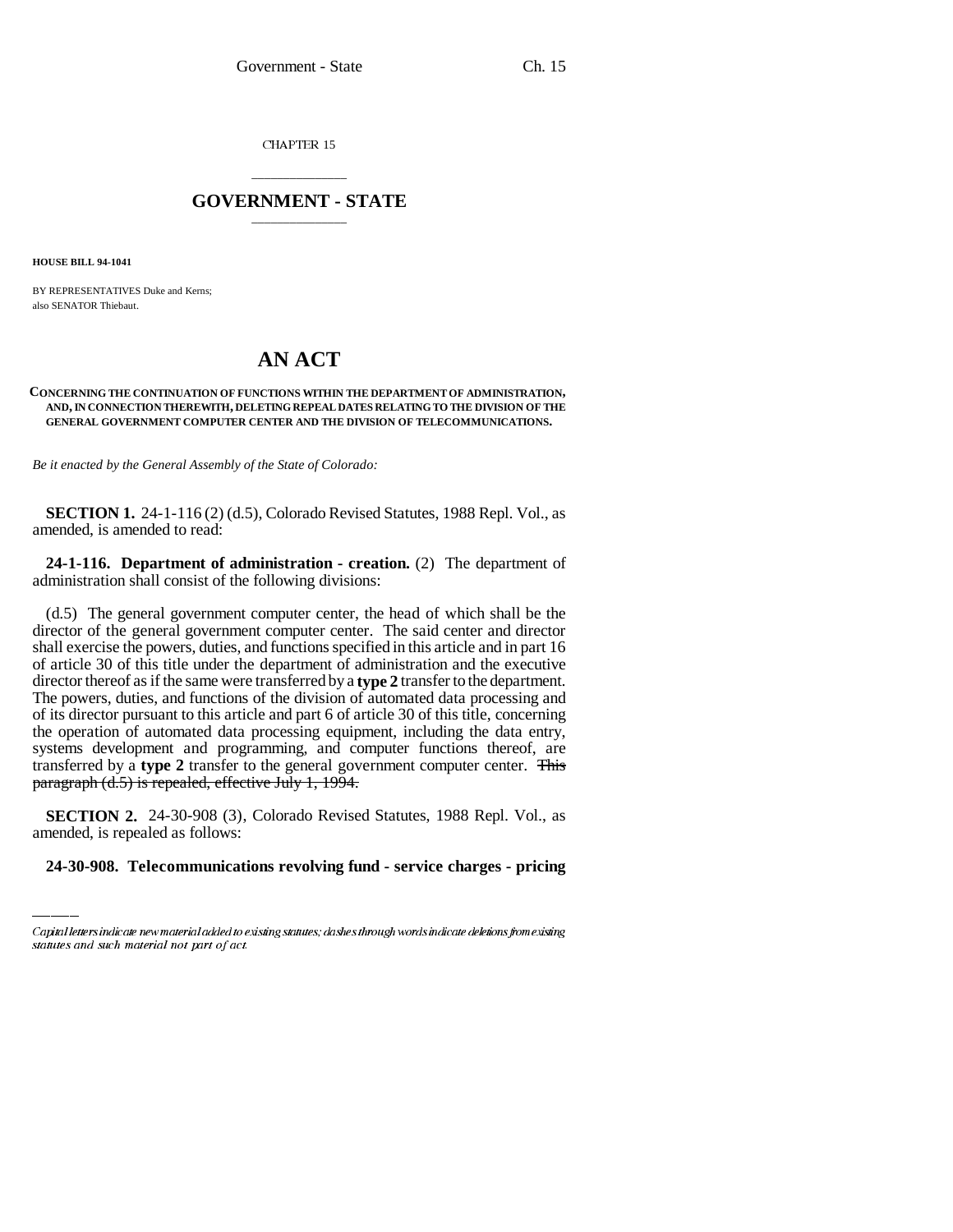CHAPTER 15

# GOVERNMENT - STATE

**HOUSE BILL 94-1041**

BY REPRESENTATIVES Duke and Kerns;
also SENATOR Thiebaut.

# AN ACT

**CONCERNING THE CONTINUATION OF FUNCTIONS WITHIN THE DEPARTMENT OF ADMINISTRATION, AND, IN CONNECTION THEREWITH, DELETING REPEAL DATES RELATING TO THE DIVISION OF THE GENERAL GOVERNMENT COMPUTER CENTER AND THE DIVISION OF TELECOMMUNICATIONS.**

*Be it enacted by the General Assembly of the State of Colorado:*

**SECTION 1.** 24-1-116 (2) (d.5), Colorado Revised Statutes, 1988 Repl. Vol., as amended, is amended to read:

**24-1-116. Department of administration - creation.** (2) The department of administration shall consist of the following divisions:

(d.5) The general government computer center, the head of which shall be the director of the general government computer center. The said center and director shall exercise the powers, duties, and functions specified in this article and in part 16 of article 30 of this title under the department of administration and the executive director thereof as if the same were transferred by a **type 2** transfer to the department. The powers, duties, and functions of the division of automated data processing and of its director pursuant to this article and part 6 of article 30 of this title, concerning the operation of automated data processing equipment, including the data entry, systems development and programming, and computer functions thereof, are transferred by a **type 2** transfer to the general government computer center. ~~This paragraph (d.5) is repealed, effective July 1, 1994.~~

**SECTION 2.** 24-30-908 (3), Colorado Revised Statutes, 1988 Repl. Vol., as amended, is repealed as follows:

**24-30-908. Telecommunications revolving fund - service charges - pricing**

Capital letters indicate new material added to existing statutes; dashes through words indicate deletions from existing statutes and such material not part of act.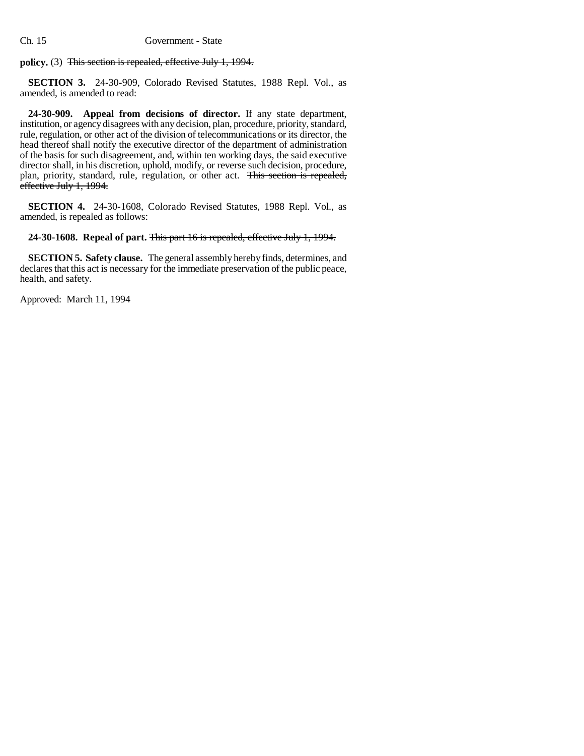**policy.** (3) ~~This section is repealed, effective July 1, 1994.~~

**SECTION 3.** 24-30-909, Colorado Revised Statutes, 1988 Repl. Vol., as amended, is amended to read:

**24-30-909. Appeal from decisions of director.** If any state department, institution, or agency disagrees with any decision, plan, procedure, priority, standard, rule, regulation, or other act of the division of telecommunications or its director, the head thereof shall notify the executive director of the department of administration of the basis for such disagreement, and, within ten working days, the said executive director shall, in his discretion, uphold, modify, or reverse such decision, procedure, plan, priority, standard, rule, regulation, or other act. ~~This section is repealed, effective July 1, 1994.~~

**SECTION 4.** 24-30-1608, Colorado Revised Statutes, 1988 Repl. Vol., as amended, is repealed as follows:

**24-30-1608. Repeal of part.** ~~This part 16 is repealed, effective July 1, 1994.~~

**SECTION 5. Safety clause.** The general assembly hereby finds, determines, and declares that this act is necessary for the immediate preservation of the public peace, health, and safety.

Approved: March 11, 1994